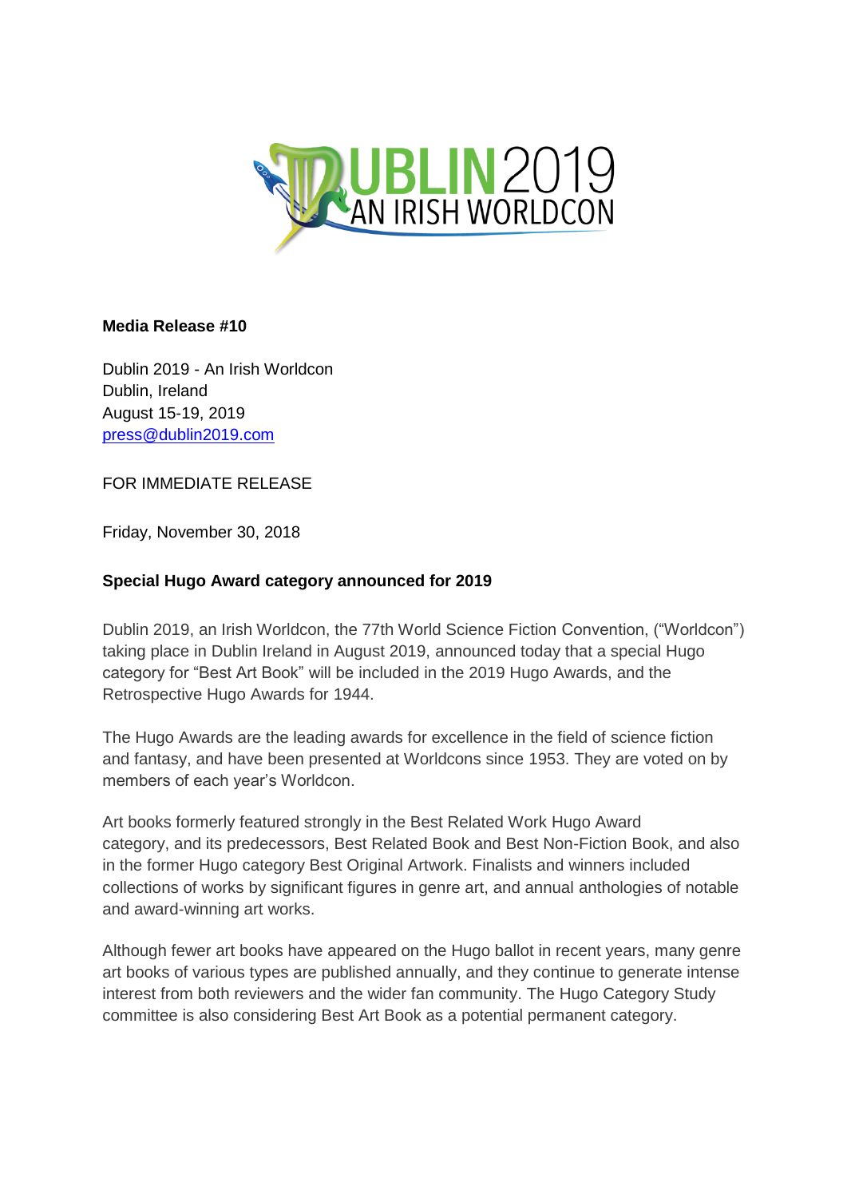**Media Release #10**

Dublin 2019 - An Irish Worldcon
Dublin, Ireland
August 15-19, 2019
press@dublin2019.com

FOR IMMEDIATE RELEASE

Friday, November 30, 2018

**Special Hugo Award category announced for 2019**

Dublin 2019, an Irish Worldcon, the 77th World Science Fiction Convention, ("Worldcon") taking place in Dublin Ireland in August 2019, announced today that a special Hugo category for "Best Art Book" will be included in the 2019 Hugo Awards, and the Retrospective Hugo Awards for 1944.

The Hugo Awards are the leading awards for excellence in the field of science fiction and fantasy, and have been presented at Worldcons since 1953. They are voted on by members of each year's Worldcon.

Art books formerly featured strongly in the Best Related Work Hugo Award category, and its predecessors, Best Related Book and Best Non-Fiction Book, and also in the former Hugo category Best Original Artwork. Finalists and winners included collections of works by significant figures in genre art, and annual anthologies of notable and award-winning art works.

Although fewer art books have appeared on the Hugo ballot in recent years, many genre art books of various types are published annually, and they continue to generate intense interest from both reviewers and the wider fan community. The Hugo Category Study committee is also considering Best Art Book as a potential permanent category.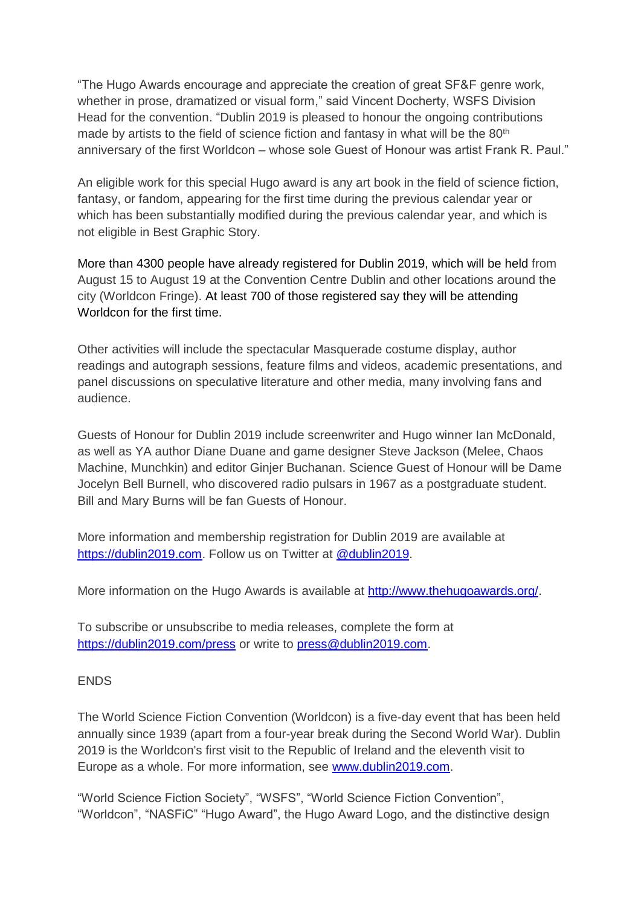"The Hugo Awards encourage and appreciate the creation of great SF&F genre work, whether in prose, dramatized or visual form," said Vincent Docherty, WSFS Division Head for the convention. "Dublin 2019 is pleased to honour the ongoing contributions made by artists to the field of science fiction and fantasy in what will be the 80th anniversary of the first Worldcon – whose sole Guest of Honour was artist Frank R. Paul."

An eligible work for this special Hugo award is any art book in the field of science fiction, fantasy, or fandom, appearing for the first time during the previous calendar year or which has been substantially modified during the previous calendar year, and which is not eligible in Best Graphic Story.

More than 4300 people have already registered for Dublin 2019, which will be held from August 15 to August 19 at the Convention Centre Dublin and other locations around the city (Worldcon Fringe). At least 700 of those registered say they will be attending Worldcon for the first time.

Other activities will include the spectacular Masquerade costume display, author readings and autograph sessions, feature films and videos, academic presentations, and panel discussions on speculative literature and other media, many involving fans and audience.

Guests of Honour for Dublin 2019 include screenwriter and Hugo winner Ian McDonald, as well as YA author Diane Duane and game designer Steve Jackson (Melee, Chaos Machine, Munchkin) and editor Ginjer Buchanan. Science Guest of Honour will be Dame Jocelyn Bell Burnell, who discovered radio pulsars in 1967 as a postgraduate student. Bill and Mary Burns will be fan Guests of Honour.

More information and membership registration for Dublin 2019 are available at [https://dublin2019.com](https://dublin2019.com). Follow us on Twitter at [@dublin2019](https://twitter.com/dublin2019).

More information on the Hugo Awards is available at [http://www.thehugoawards.org/](http://www.thehugoawards.org/).

To subscribe or unsubscribe to media releases, complete the form at [https://dublin2019.com/press](https://dublin2019.com/press) or write to [press@dublin2019.com](mailto:press@dublin2019.com).

ENDS

The World Science Fiction Convention (Worldcon) is a five-day event that has been held annually since 1939 (apart from a four-year break during the Second World War). Dublin 2019 is the Worldcon's first visit to the Republic of Ireland and the eleventh visit to Europe as a whole. For more information, see [www.dublin2019.com](http://www.dublin2019.com).

"World Science Fiction Society", "WSFS", "World Science Fiction Convention", "Worldcon", "NASFiC" "Hugo Award", the Hugo Award Logo, and the distinctive design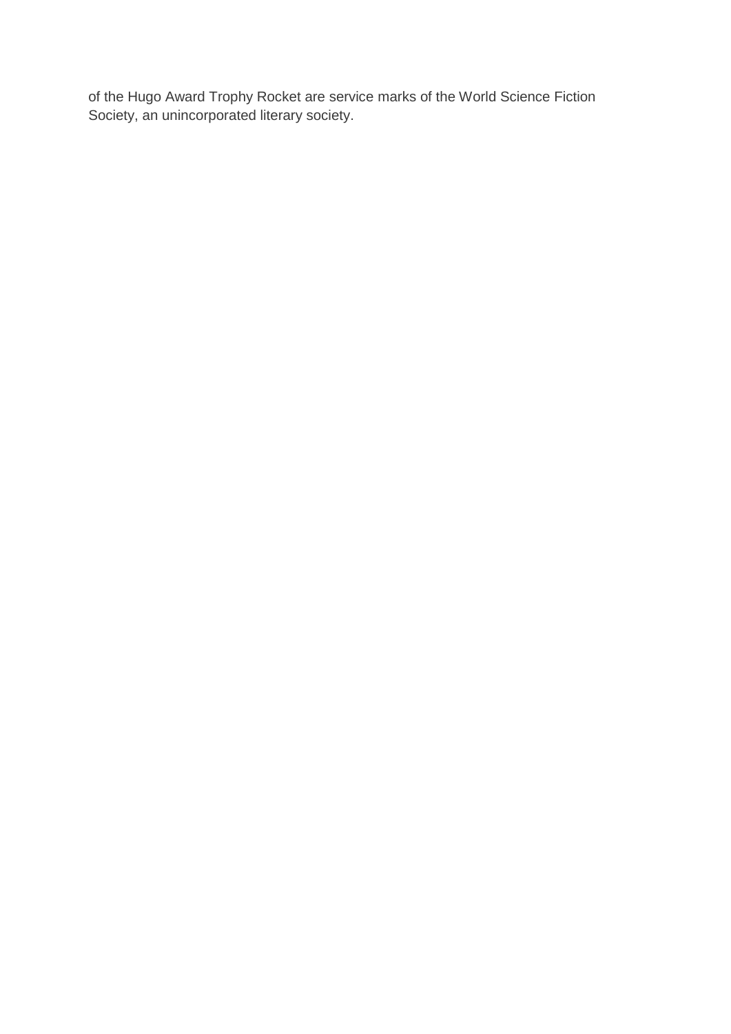of the Hugo Award Trophy Rocket are service marks of the World Science Fiction Society, an unincorporated literary society.